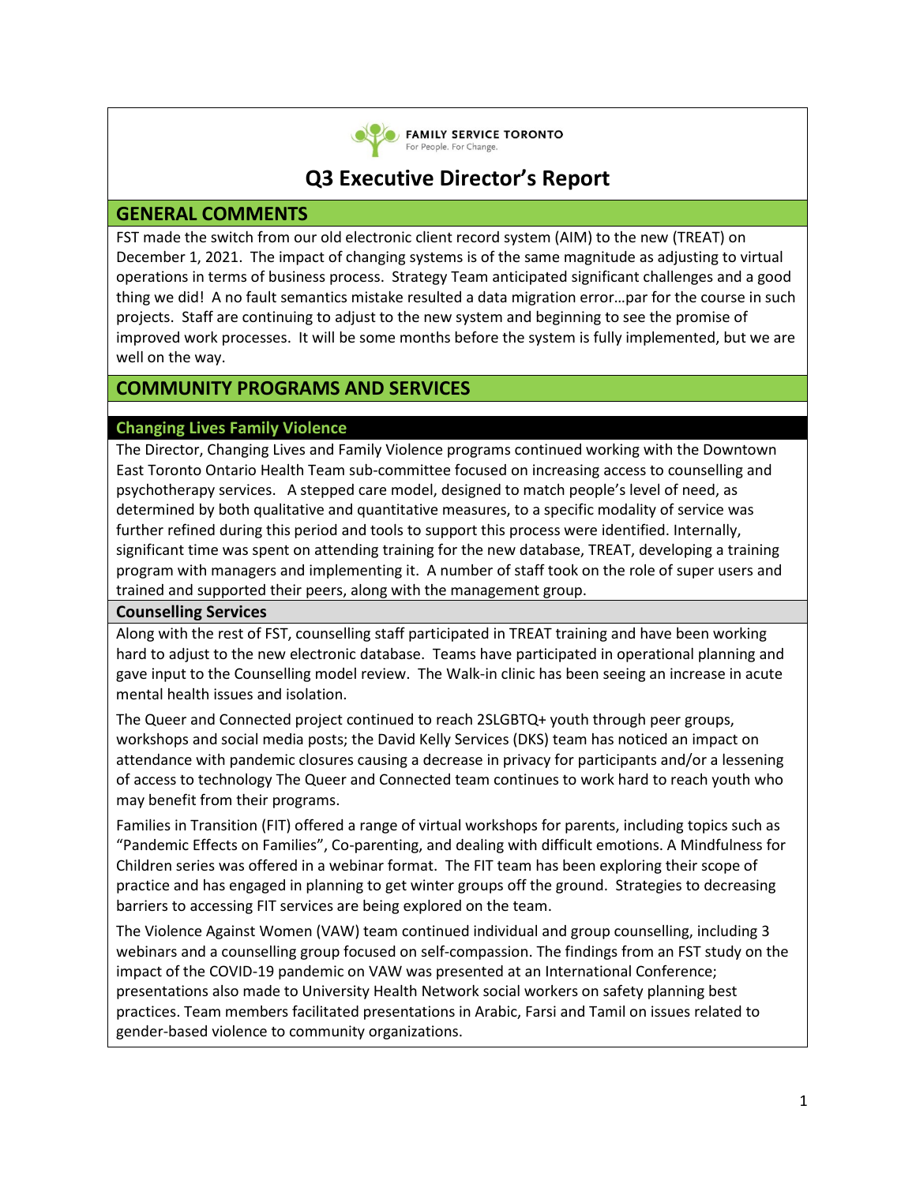FAMILY SERVICE TORONTO
For People. For Change.

# Q3 Executive Director's Report

## GENERAL COMMENTS

FST made the switch from our old electronic client record system (AIM) to the new (TREAT) on December 1, 2021. The impact of changing systems is of the same magnitude as adjusting to virtual operations in terms of business process. Strategy Team anticipated significant challenges and a good thing we did! A no fault semantics mistake resulted a data migration error…par for the course in such projects. Staff are continuing to adjust to the new system and beginning to see the promise of improved work processes. It will be some months before the system is fully implemented, but we are well on the way.

## COMMUNITY PROGRAMS AND SERVICES

### Changing Lives Family Violence

The Director, Changing Lives and Family Violence programs continued working with the Downtown East Toronto Ontario Health Team sub-committee focused on increasing access to counselling and psychotherapy services. A stepped care model, designed to match people's level of need, as determined by both qualitative and quantitative measures, to a specific modality of service was further refined during this period and tools to support this process were identified. Internally, significant time was spent on attending training for the new database, TREAT, developing a training program with managers and implementing it. A number of staff took on the role of super users and trained and supported their peers, along with the management group.

### Counselling Services

Along with the rest of FST, counselling staff participated in TREAT training and have been working hard to adjust to the new electronic database. Teams have participated in operational planning and gave input to the Counselling model review. The Walk-in clinic has been seeing an increase in acute mental health issues and isolation.

The Queer and Connected project continued to reach 2SLGBTQ+ youth through peer groups, workshops and social media posts; the David Kelly Services (DKS) team has noticed an impact on attendance with pandemic closures causing a decrease in privacy for participants and/or a lessening of access to technology The Queer and Connected team continues to work hard to reach youth who may benefit from their programs.

Families in Transition (FIT) offered a range of virtual workshops for parents, including topics such as "Pandemic Effects on Families", Co-parenting, and dealing with difficult emotions. A Mindfulness for Children series was offered in a webinar format. The FIT team has been exploring their scope of practice and has engaged in planning to get winter groups off the ground. Strategies to decreasing barriers to accessing FIT services are being explored on the team.

The Violence Against Women (VAW) team continued individual and group counselling, including 3 webinars and a counselling group focused on self-compassion. The findings from an FST study on the impact of the COVID-19 pandemic on VAW was presented at an International Conference; presentations also made to University Health Network social workers on safety planning best practices. Team members facilitated presentations in Arabic, Farsi and Tamil on issues related to gender-based violence to community organizations.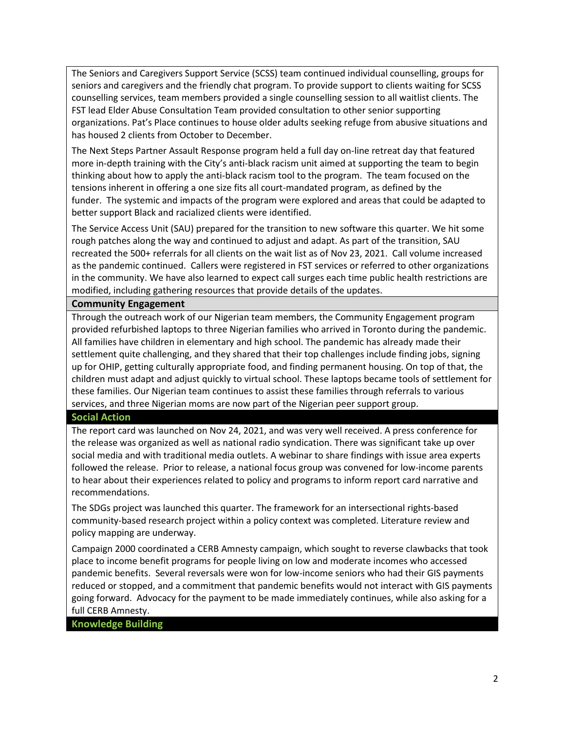The Seniors and Caregivers Support Service (SCSS) team continued individual counselling, groups for seniors and caregivers and the friendly chat program. To provide support to clients waiting for SCSS counselling services, team members provided a single counselling session to all waitlist clients. The FST lead Elder Abuse Consultation Team provided consultation to other senior supporting organizations. Pat's Place continues to house older adults seeking refuge from abusive situations and has housed 2 clients from October to December.

The Next Steps Partner Assault Response program held a full day on-line retreat day that featured more in-depth training with the City's anti-black racism unit aimed at supporting the team to begin thinking about how to apply the anti-black racism tool to the program. The team focused on the tensions inherent in offering a one size fits all court-mandated program, as defined by the funder. The systemic and impacts of the program were explored and areas that could be adapted to better support Black and racialized clients were identified.

The Service Access Unit (SAU) prepared for the transition to new software this quarter. We hit some rough patches along the way and continued to adjust and adapt. As part of the transition, SAU recreated the 500+ referrals for all clients on the wait list as of Nov 23, 2021. Call volume increased as the pandemic continued. Callers were registered in FST services or referred to other organizations in the community. We have also learned to expect call surges each time public health restrictions are modified, including gathering resources that provide details of the updates.

## Community Engagement

Through the outreach work of our Nigerian team members, the Community Engagement program provided refurbished laptops to three Nigerian families who arrived in Toronto during the pandemic. All families have children in elementary and high school. The pandemic has already made their settlement quite challenging, and they shared that their top challenges include finding jobs, signing up for OHIP, getting culturally appropriate food, and finding permanent housing. On top of that, the children must adapt and adjust quickly to virtual school. These laptops became tools of settlement for these families. Our Nigerian team continues to assist these families through referrals to various services, and three Nigerian moms are now part of the Nigerian peer support group.

## Social Action

The report card was launched on Nov 24, 2021, and was very well received. A press conference for the release was organized as well as national radio syndication. There was significant take up over social media and with traditional media outlets. A webinar to share findings with issue area experts followed the release. Prior to release, a national focus group was convened for low-income parents to hear about their experiences related to policy and programs to inform report card narrative and recommendations.

The SDGs project was launched this quarter. The framework for an intersectional rights-based community-based research project within a policy context was completed. Literature review and policy mapping are underway.

Campaign 2000 coordinated a CERB Amnesty campaign, which sought to reverse clawbacks that took place to income benefit programs for people living on low and moderate incomes who accessed pandemic benefits. Several reversals were won for low-income seniors who had their GIS payments reduced or stopped, and a commitment that pandemic benefits would not interact with GIS payments going forward. Advocacy for the payment to be made immediately continues, while also asking for a full CERB Amnesty.

## Knowledge Building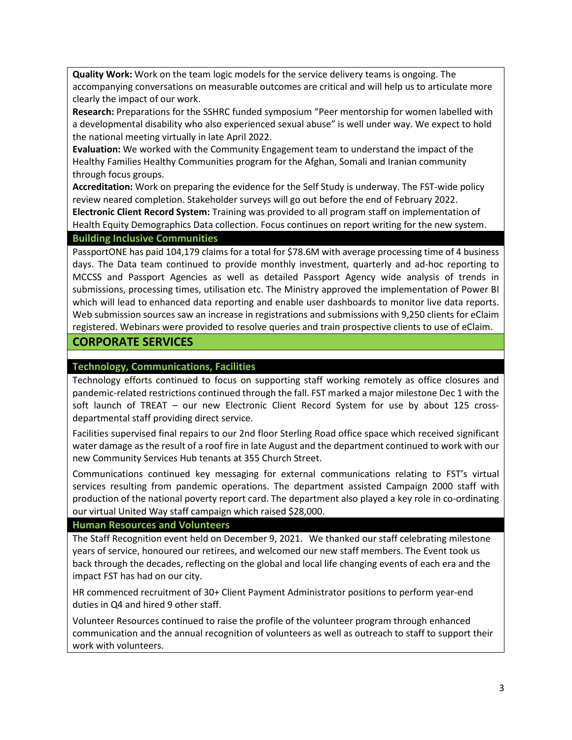**Quality Work:** Work on the team logic models for the service delivery teams is ongoing. The accompanying conversations on measurable outcomes are critical and will help us to articulate more clearly the impact of our work.

**Research:** Preparations for the SSHRC funded symposium "Peer mentorship for women labelled with a developmental disability who also experienced sexual abuse" is well under way. We expect to hold the national meeting virtually in late April 2022.

**Evaluation:** We worked with the Community Engagement team to understand the impact of the Healthy Families Healthy Communities program for the Afghan, Somali and Iranian community through focus groups.

**Accreditation:** Work on preparing the evidence for the Self Study is underway. The FST-wide policy review neared completion. Stakeholder surveys will go out before the end of February 2022.

**Electronic Client Record System:** Training was provided to all program staff on implementation of Health Equity Demographics Data collection. Focus continues on report writing for the new system.

### Building Inclusive Communities

PassportONE has paid 104,179 claims for a total for $78.6M with average processing time of 4 business days. The Data team continued to provide monthly investment, quarterly and ad-hoc reporting to MCCSS and Passport Agencies as well as detailed Passport Agency wide analysis of trends in submissions, processing times, utilisation etc. The Ministry approved the implementation of Power BI which will lead to enhanced data reporting and enable user dashboards to monitor live data reports. Web submission sources saw an increase in registrations and submissions with 9,250 clients for eClaim registered. Webinars were provided to resolve queries and train prospective clients to use of eClaim.

## CORPORATE SERVICES

### Technology, Communications, Facilities

Technology efforts continued to focus on supporting staff working remotely as office closures and pandemic-related restrictions continued through the fall. FST marked a major milestone Dec 1 with the soft launch of TREAT – our new Electronic Client Record System for use by about 125 cross-departmental staff providing direct service.

Facilities supervised final repairs to our 2nd floor Sterling Road office space which received significant water damage as the result of a roof fire in late August and the department continued to work with our new Community Services Hub tenants at 355 Church Street.

Communications continued key messaging for external communications relating to FST's virtual services resulting from pandemic operations. The department assisted Campaign 2000 staff with production of the national poverty report card. The department also played a key role in co-ordinating our virtual United Way staff campaign which raised $28,000.

### Human Resources and Volunteers

The Staff Recognition event held on December 9, 2021. We thanked our staff celebrating milestone years of service, honoured our retirees, and welcomed our new staff members. The Event took us back through the decades, reflecting on the global and local life changing events of each era and the impact FST has had on our city.

HR commenced recruitment of 30+ Client Payment Administrator positions to perform year-end duties in Q4 and hired 9 other staff.

Volunteer Resources continued to raise the profile of the volunteer program through enhanced communication and the annual recognition of volunteers as well as outreach to staff to support their work with volunteers.